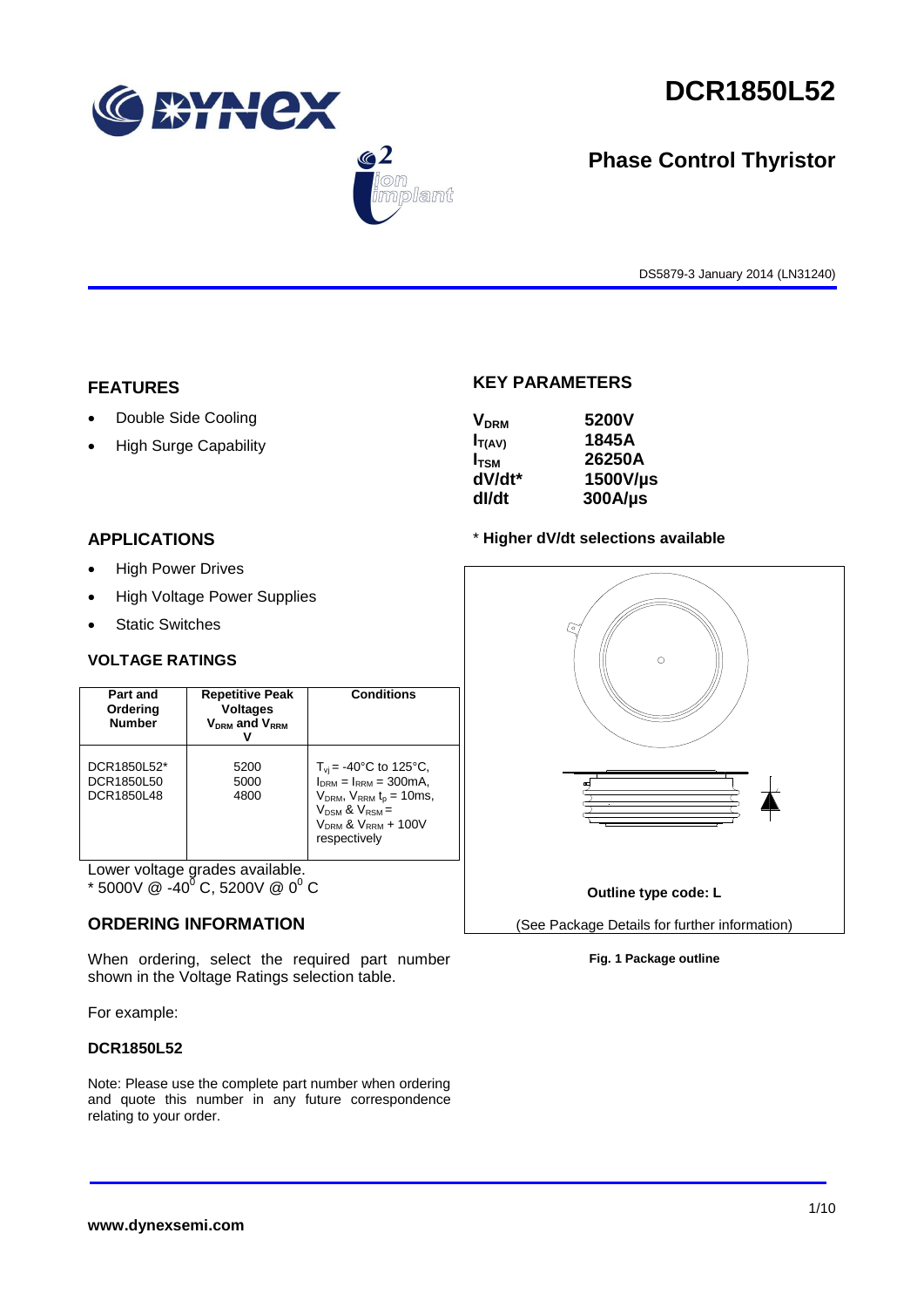# DCR1850L52

## Phase Control Thyristor

DS5879-3 January 2014 (LN31240)

## FEATURES

- Double Side Cooling
- High Surge Capability

## APPLICATIONS

- High Power Drives
- High Voltage Power Supplies
- Static Switches

## KEY PARAMETERS

| | |
|---|---|
| $V_{DRM}$ | **5200V** |
| $I_{T(AV)}$ | **1845A** |
| $I_{TSM}$ | **26250A** |
| dV/dt* | **1500V/µs** |
| dI/dt | **300A/µs** |

**\* Higher dV/dt selections available**

## VOLTAGE RATINGS

| Part and Ordering Number | Repetitive Peak Voltages $V_{DRM}$ and $V_{RRM}$ V | Conditions |
|---|---|---|
| DCR1850L52*<br>DCR1850L50<br>DCR1850L48 | 5200<br>5000<br>4800 | $T_{vj}$ = -40°C to 125°C, $I_{DRM} = I_{RRM}$ = 300mA, $V_{DRM}$, $V_{RRM}$ $t_p$ = 10ms, $V_{DSM}$ & $V_{RSM}$ = $V_{DRM}$ & $V_{RRM}$ + 100V respectively |

Lower voltage grades available.
\* 5000V @ -40$^0$ C, 5200V @ 0$^0$ C

## ORDERING INFORMATION

When ordering, select the required part number shown in the Voltage Ratings selection table.

For example:

**DCR1850L52**

Note: Please use the complete part number when ordering and quote this number in any future correspondence relating to your order.

**Outline type code: L**

(See Package Details for further information)

**Fig. 1 Package outline**

**www.dynexsemi.com**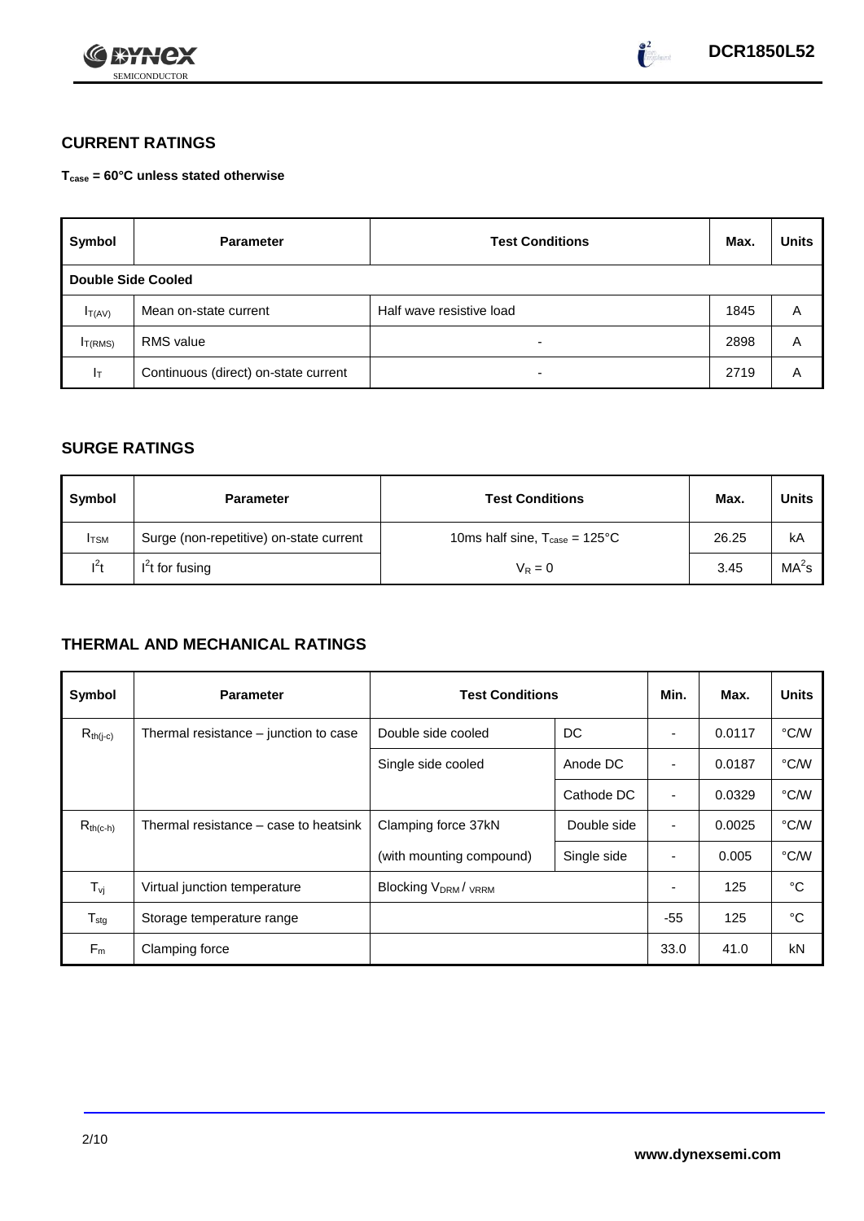## CURRENT RATINGS

**$T_{case}$ = 60°C unless stated otherwise**

| Symbol | Parameter | Test Conditions | Max. | Units |
|---|---|---|---|---|
| **Double Side Cooled** | | | | |
| $I_{T(AV)}$ | Mean on-state current | Half wave resistive load | 1845 | A |
| $I_{T(RMS)}$ | RMS value | - | 2898 | A |
| $I_T$ | Continuous (direct) on-state current | - | 2719 | A |

## SURGE RATINGS

| Symbol | Parameter | Test Conditions | Max. | Units |
|---|---|---|---|---|
| $I_{TSM}$ | Surge (non-repetitive) on-state current | 10ms half sine, $T_{case}$ = 125°C | 26.25 | kA |
| $I^2t$ | $I^2t$ for fusing | $V_R = 0$ | 3.45 | $MA^2s$ |

## THERMAL AND MECHANICAL RATINGS

| Symbol | Parameter | Test Conditions | | Min. | Max. | Units |
|---|---|---|---|---|---|---|
| $R_{th(j-c)}$ | Thermal resistance – junction to case | Double side cooled | DC | - | 0.0117 | °C/W |
| | | Single side cooled | Anode DC | - | 0.0187 | °C/W |
| | | | Cathode DC | - | 0.0329 | °C/W |
| $R_{th(c-h)}$ | Thermal resistance – case to heatsink | Clamping force 37kN | Double side | - | 0.0025 | °C/W |
| | | (with mounting compound) | Single side | - | 0.005 | °C/W |
| $T_{vj}$ | Virtual junction temperature | Blocking $V_{DRM}$ / $V_{RRM}$ | | - | 125 | °C |
| $T_{stg}$ | Storage temperature range | | | -55 | 125 | °C |
| $F_m$ | Clamping force | | | 33.0 | 41.0 | kN |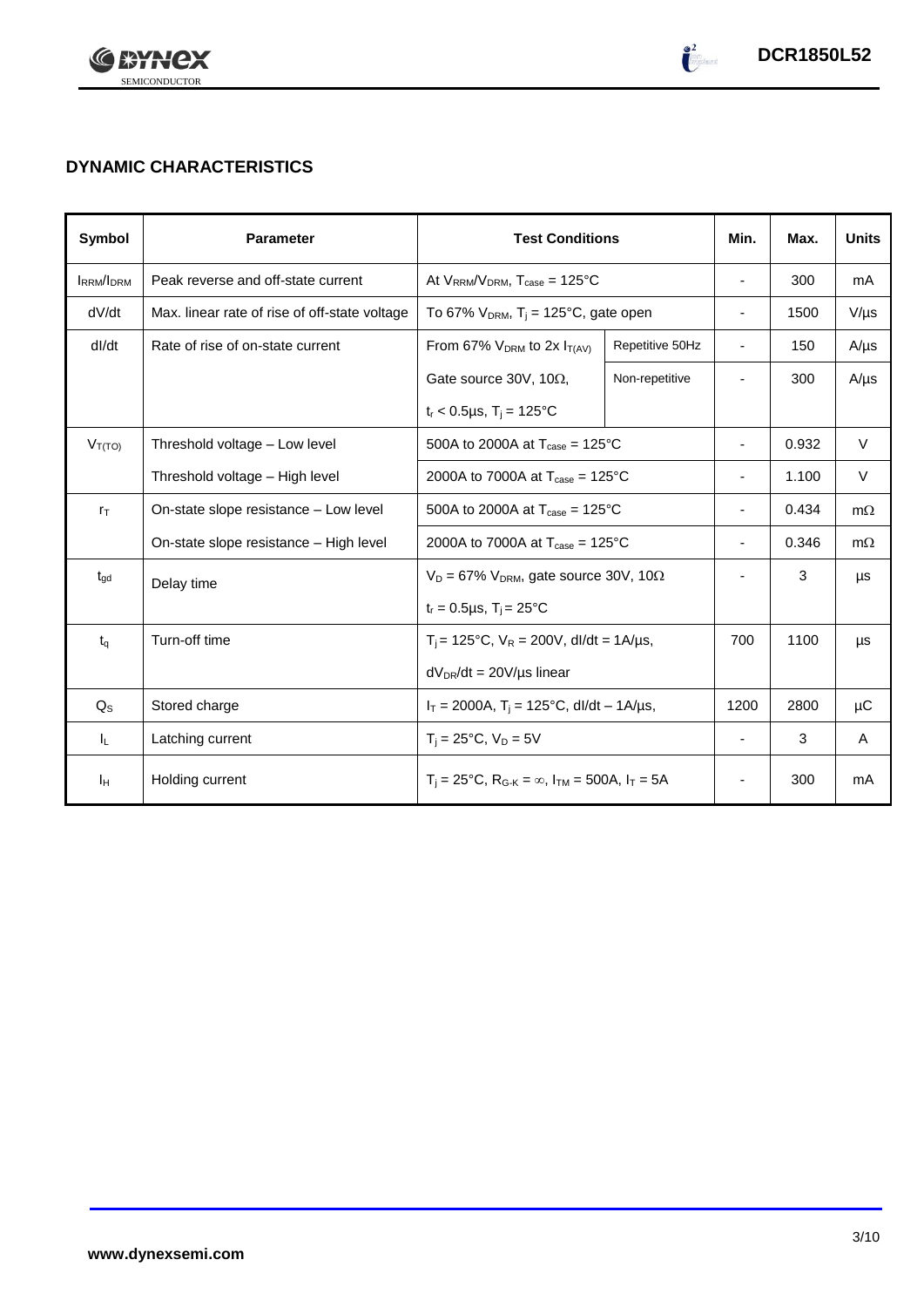## DYNAMIC CHARACTERISTICS

| Symbol | Parameter | Test Conditions | | Min. | Max. | Units |
|---|---|---|---|---|---|---|
| $I_{RRM}/I_{DRM}$ | Peak reverse and off-state current | At $V_{RRM}/V_{DRM}$, $T_{case}$ = 125°C | | - | 300 | mA |
| dV/dt | Max. linear rate of rise of off-state voltage | To 67% $V_{DRM}$, $T_j$ = 125°C, gate open | | - | 1500 | V/µs |
| dI/dt | Rate of rise of on-state current | From 67% $V_{DRM}$ to 2x $I_{T(AV)}$ | Repetitive 50Hz | - | 150 | A/µs |
| | | Gate source 30V, 10Ω, | Non-repetitive | - | 300 | A/µs |
| | | $t_r$ < 0.5µs, $T_j$ = 125°C | | | | |
| $V_{T(TO)}$ | Threshold voltage – Low level | 500A to 2000A at $T_{case}$ = 125°C | | - | 0.932 | V |
| | Threshold voltage – High level | 2000A to 7000A at $T_{case}$ = 125°C | | - | 1.100 | V |
| $r_T$ | On-state slope resistance – Low level | 500A to 2000A at $T_{case}$ = 125°C | | - | 0.434 | mΩ |
| | On-state slope resistance – High level | 2000A to 7000A at $T_{case}$ = 125°C | | - | 0.346 | mΩ |
| $t_{gd}$ | Delay time | $V_D$ = 67% $V_{DRM}$, gate source 30V, 10Ω | | - | 3 | µs |
| | | $t_r$ = 0.5µs, $T_j$ = 25°C | | | | |
| $t_q$ | Turn-off time | $T_j$ = 125°C, $V_R$ = 200V, dI/dt = 1A/µs, | | 700 | 1100 | µs |
| | | $dV_{DR}$/dt = 20V/µs linear | | | | |
| $Q_S$ | Stored charge | $I_T$ = 2000A, $T_j$ = 125°C, dI/dt – 1A/µs, | | 1200 | 2800 | µC |
| $I_L$ | Latching current | $T_j$ = 25°C, $V_D$ = 5V | | - | 3 | A |
| $I_H$ | Holding current | $T_j$ = 25°C, $R_{G-K}$ = ∞, $I_{TM}$ = 500A, $I_T$ = 5A | | - | 300 | mA |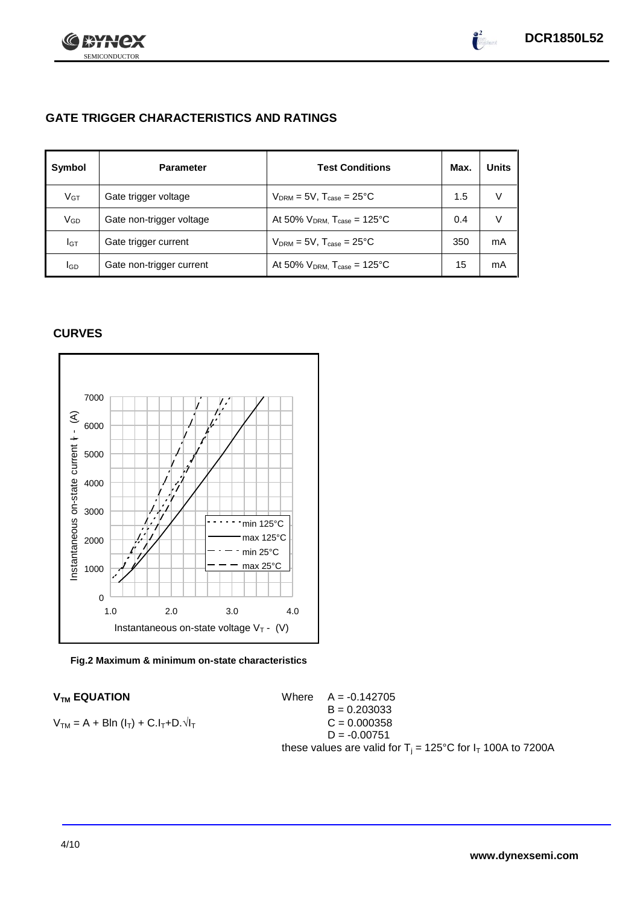## GATE TRIGGER CHARACTERISTICS AND RATINGS

| Symbol | Parameter | Test Conditions | Max. | Units |
|---|---|---|---|---|
| $V_{GT}$ | Gate trigger voltage | $V_{DRM}$ = 5V, $T_{case}$ = 25°C | 1.5 | V |
| $V_{GD}$ | Gate non-trigger voltage | At 50% $V_{DRM}$, $T_{case}$ = 125°C | 0.4 | V |
| $I_{GT}$ | Gate trigger current | $V_{DRM}$ = 5V, $T_{case}$ = 25°C | 350 | mA |
| $I_{GD}$ | Gate non-trigger current | At 50% $V_{DRM}$, $T_{case}$ = 125°C | 15 | mA |

## CURVES

**Fig.2 Maximum & minimum on-state characteristics**

### $V_{TM}$ EQUATION

$$V_{TM} = A + B\ln(I_T) + C.I_T + D.\sqrt{I_T}$$

Where $A = -0.142705$
$B = 0.203033$
$C = 0.000358$
$D = -0.00751$

these values are valid for $T_j$ = 125°C for $I_T$ 100A to 7200A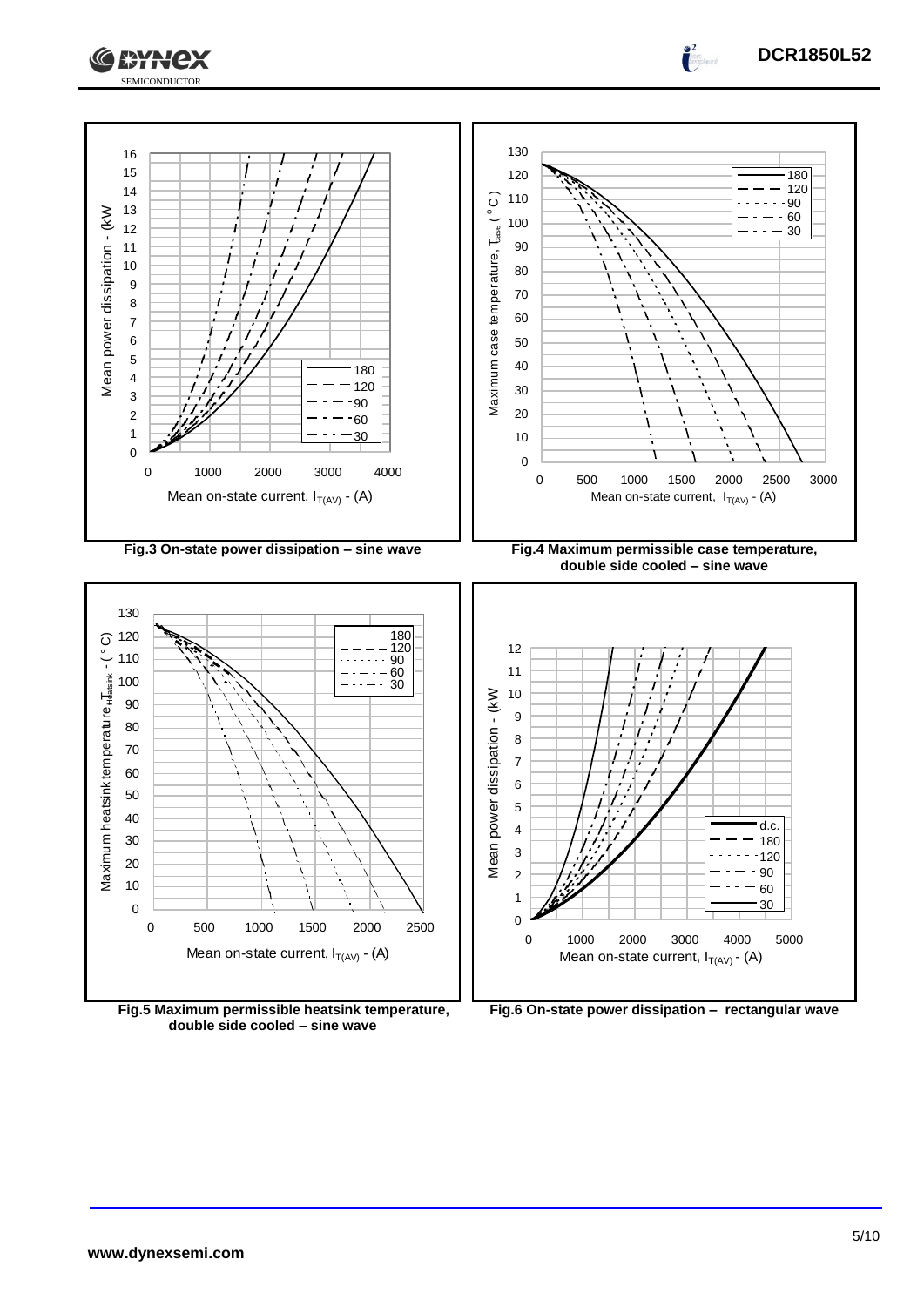Fig.3 On-state power dissipation – sine wave

Fig.4 Maximum permissible case temperature, double side cooled – sine wave

Fig.5 Maximum permissible heatsink temperature, double side cooled – sine wave

Fig.6 On-state power dissipation – rectangular wave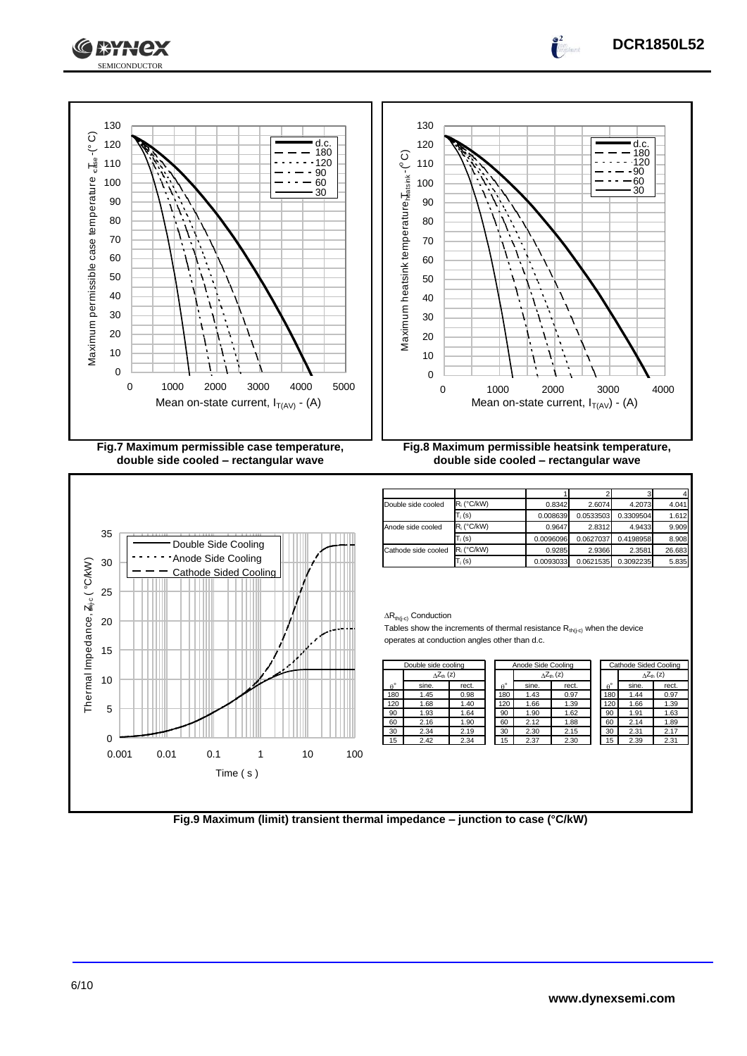Fig.7 Maximum permissible case temperature, double side cooled – rectangular wave

Fig.8 Maximum permissible heatsink temperature, double side cooled – rectangular wave

| | | 1 | 2 | 3 | 4 |
|---|---|---|---|---|---|
| Double side cooled | $R_i$ (°C/kW) | 0.8342 | 2.6074 | 4.2073 | 4.041 |
| | $T_i$ (s) | 0.008639 | 0.0533503 | 0.3309504 | 1.612 |
| Anode side cooled | $R_i$ (°C/kW) | 0.9647 | 2.8312 | 4.9433 | 9.909 |
| | $T_i$ (s) | 0.0096096 | 0.0627037 | 0.4198958 | 8.908 |
| Cathode side cooled | $R_i$ (°C/kW) | 0.9285 | 2.9366 | 2.3581 | 26.683 |
| | $T_i$ (s) | 0.0093033 | 0.0621535 | 0.3092235 | 5.835 |

$\Delta R_{th(j-c)}$ Conduction

Tables show the increments of thermal resistance $R_{th(j-c)}$ when the device operates at conduction angles other than d.c.

| Double side cooling | | |
|---|---|---|
| | $\Delta Z_{th}$ (z) | |
| θ° | sine. | rect. |
| 180 | 1.45 | 0.98 |
| 120 | 1.68 | 1.40 |
| 90 | 1.93 | 1.64 |
| 60 | 2.16 | 1.90 |
| 30 | 2.34 | 2.19 |
| 15 | 2.42 | 2.34 |

| Anode Side Cooling | | |
|---|---|---|
| | $\Delta Z_{th}$ (z) | |
| θ° | sine. | rect. |
| 180 | 1.43 | 0.97 |
| 120 | 1.66 | 1.39 |
| 90 | 1.90 | 1.62 |
| 60 | 2.12 | 1.88 |
| 30 | 2.30 | 2.15 |
| 15 | 2.37 | 2.30 |

| Cathode Sided Cooling | | |
|---|---|---|
| | $\Delta Z_{th}$ (z) | |
| θ° | sine. | rect. |
| 180 | 1.44 | 0.97 |
| 120 | 1.66 | 1.39 |
| 90 | 1.91 | 1.63 |
| 60 | 2.14 | 1.89 |
| 30 | 2.31 | 2.17 |
| 15 | 2.39 | 2.31 |

Fig.9 Maximum (limit) transient thermal impedance – junction to case (°C/kW)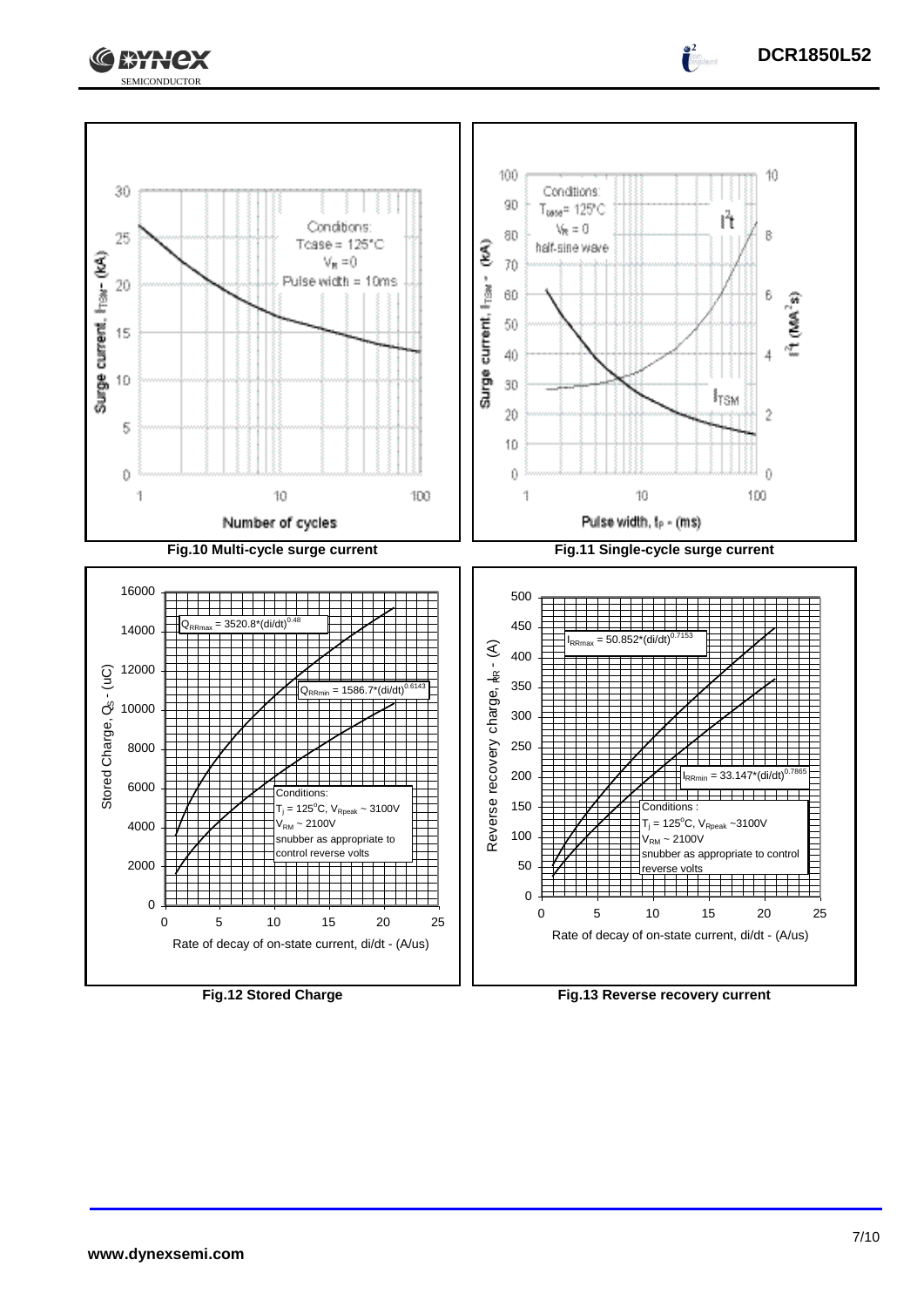Fig.10 Multi-cycle surge current

Fig.11 Single-cycle surge current

Fig.12 Stored Charge

$Q_{RRmax} = 3520.8 \cdot (di/dt)^{0.48}$

$Q_{RRmin} = 1586.7 \cdot (di/dt)^{0.6143}$

Conditions: $T_j = 125^oC$, $V_{Rpeak} \sim 3100V$, $V_{RM} \sim 2100V$, snubber as appropriate to control reverse volts

Fig.13 Reverse recovery current

$I_{RRmax} = 50.852 \cdot (di/dt)^{0.7153}$

$I_{RRmin} = 33.147 \cdot (di/dt)^{0.7865}$

Conditions: $T_j = 125^oC$, $V_{Rpeak} \sim 3100V$, $V_{RM} \sim 2100V$, snubber as appropriate to control reverse volts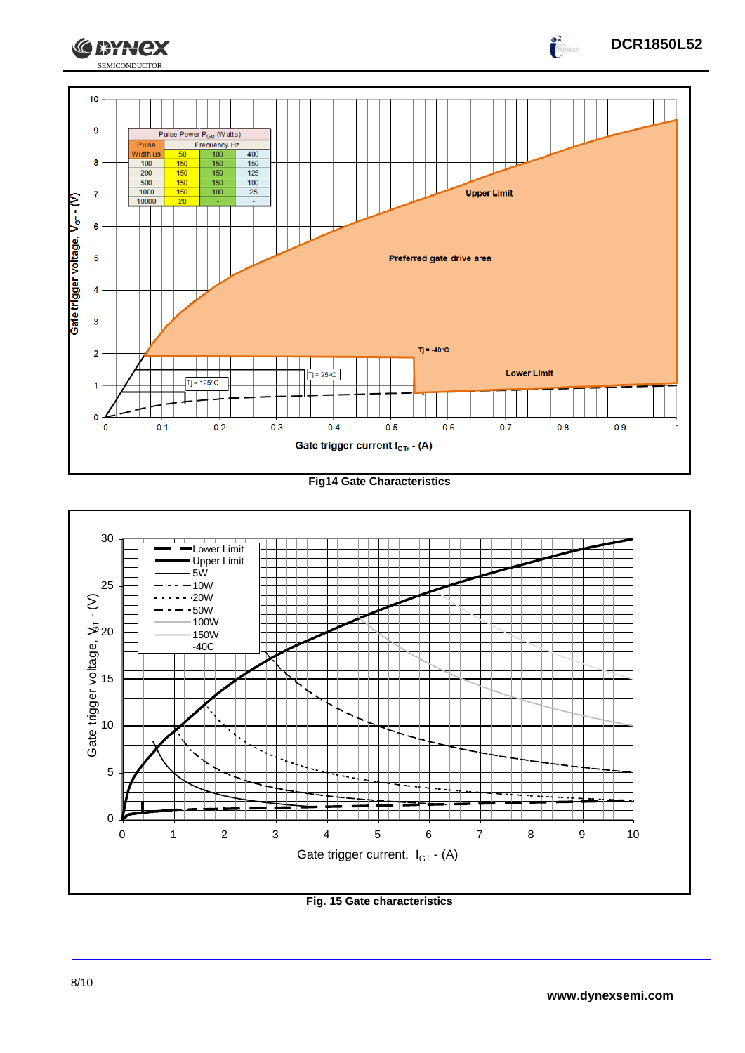| Pulse Power $P_{GM}$ (Watts) | | | |
|---|---|---|---|
| Pulse Width us | Frequency Hz | | |
| | 50 | 100 | 400 |
| 100 | 150 | 150 | 150 |
| 200 | 150 | 150 | 125 |
| 500 | 150 | 150 | 100 |
| 1000 | 150 | 100 | 25 |
| 10000 | 20 | - | - |

Fig14 Gate Characteristics

Fig. 15 Gate characteristics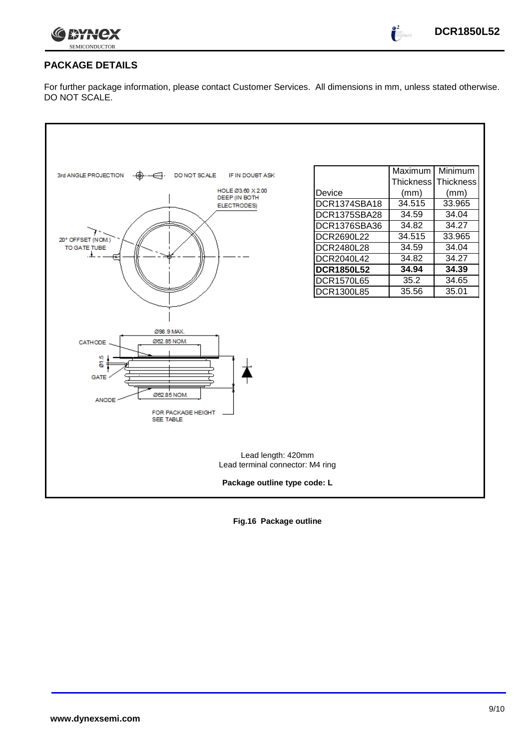## PACKAGE DETAILS

For further package information, please contact Customer Services. All dimensions in mm, unless stated otherwise. DO NOT SCALE.

3rd ANGLE PROJECTION DO NOT SCALE IF IN DOUBT ASK

HOLE Ø3.60 X 2.00 DEEP (IN BOTH ELECTRODES)

20° OFFSET (NOM.) TO GATE TUBE

Ø98.9 MAX.

Ø62.85 NOM.

CATHODE

Ø1.5

GATE

ANODE

Ø62.85 NOM.

FOR PACKAGE HEIGHT SEE TABLE

| Device | Maximum Thickness (mm) | Minimum Thickness (mm) |
|---|---|---|
| DCR1374SBA18 | 34.515 | 33.965 |
| DCR1375SBA28 | 34.59 | 34.04 |
| DCR1376SBA36 | 34.82 | 34.27 |
| DCR2690L22 | 34.515 | 33.965 |
| DCR2480L28 | 34.59 | 34.04 |
| DCR2040L42 | 34.82 | 34.27 |
| **DCR1850L52** | **34.94** | **34.39** |
| DCR1570L65 | 35.2 | 34.65 |
| DCR1300L85 | 35.56 | 35.01 |

Lead length: 420mm
Lead terminal connector: M4 ring

**Package outline type code: L**

**Fig.16 Package outline**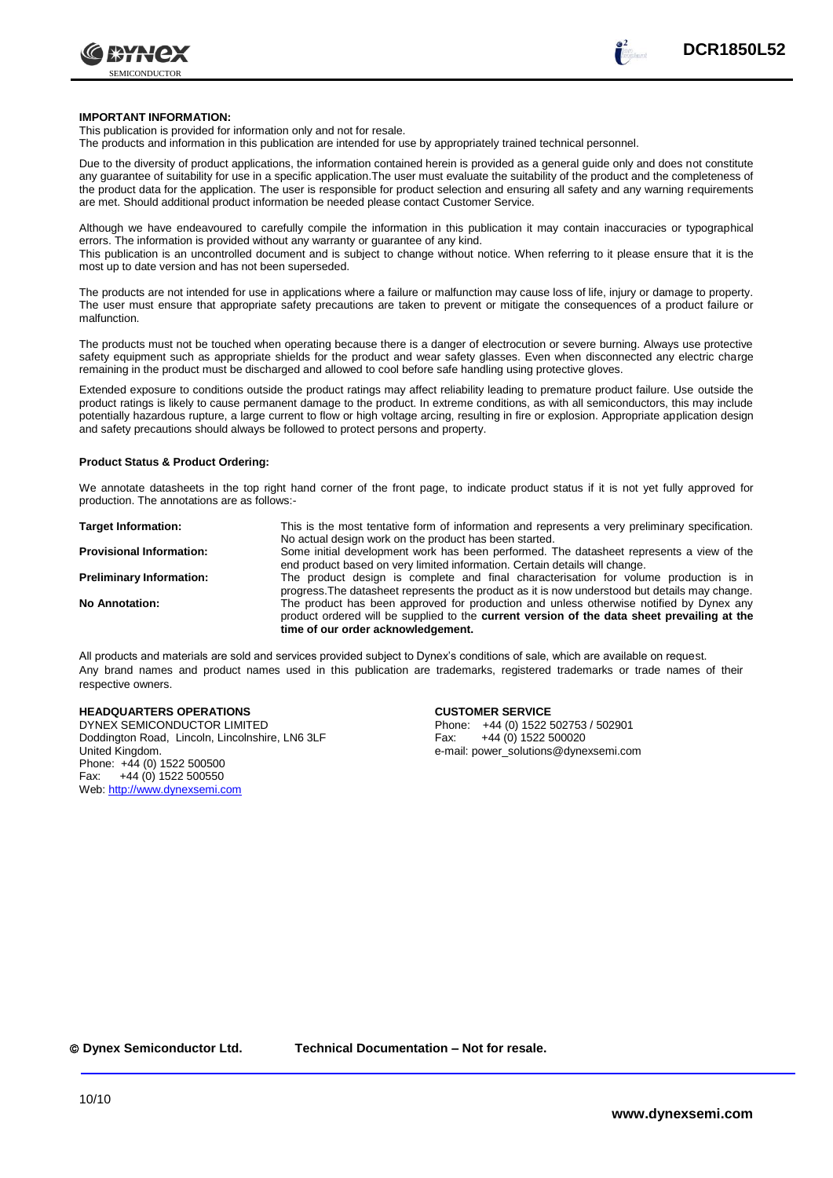**IMPORTANT INFORMATION:**

This publication is provided for information only and not for resale.

The products and information in this publication are intended for use by appropriately trained technical personnel.

Due to the diversity of product applications, the information contained herein is provided as a general guide only and does not constitute any guarantee of suitability for use in a specific application.The user must evaluate the suitability of the product and the completeness of the product data for the application. The user is responsible for product selection and ensuring all safety and any warning requirements are met. Should additional product information be needed please contact Customer Service.

Although we have endeavoured to carefully compile the information in this publication it may contain inaccuracies or typographical errors. The information is provided without any warranty or guarantee of any kind.

This publication is an uncontrolled document and is subject to change without notice. When referring to it please ensure that it is the most up to date version and has not been superseded.

The products are not intended for use in applications where a failure or malfunction may cause loss of life, injury or damage to property. The user must ensure that appropriate safety precautions are taken to prevent or mitigate the consequences of a product failure or malfunction.

The products must not be touched when operating because there is a danger of electrocution or severe burning. Always use protective safety equipment such as appropriate shields for the product and wear safety glasses. Even when disconnected any electric charge remaining in the product must be discharged and allowed to cool before safe handling using protective gloves.

Extended exposure to conditions outside the product ratings may affect reliability leading to premature product failure. Use outside the product ratings is likely to cause permanent damage to the product. In extreme conditions, as with all semiconductors, this may include potentially hazardous rupture, a large current to flow or high voltage arcing, resulting in fire or explosion. Appropriate application design and safety precautions should always be followed to protect persons and property.

**Product Status & Product Ordering:**

We annotate datasheets in the top right hand corner of the front page, to indicate product status if it is not yet fully approved for production. The annotations are as follows:-

| | |
|---|---|
| **Target Information:** | This is the most tentative form of information and represents a very preliminary specification. No actual design work on the product has been started. |
| **Provisional Information:** | Some initial development work has been performed. The datasheet represents a view of the end product based on very limited information. Certain details will change. |
| **Preliminary Information:** | The product design is complete and final characterisation for volume production is in progress.The datasheet represents the product as it is now understood but details may change. |
| **No Annotation:** | The product has been approved for production and unless otherwise notified by Dynex any product ordered will be supplied to the **current version of the data sheet prevailing at the time of our order acknowledgement.** |

All products and materials are sold and services provided subject to Dynex's conditions of sale, which are available on request.

Any brand names and product names used in this publication are trademarks, registered trademarks or trade names of their respective owners.

**HEADQUARTERS OPERATIONS**
DYNEX SEMICONDUCTOR LIMITED
Doddington Road, Lincoln, Lincolnshire, LN6 3LF
United Kingdom.
Phone: +44 (0) 1522 500500
Fax: +44 (0) 1522 500550
Web: http://www.dynexsemi.com

**CUSTOMER SERVICE**
Phone: +44 (0) 1522 502753 / 502901
Fax: +44 (0) 1522 500020
e-mail: power_solutions@dynexsemi.com

© **Dynex Semiconductor Ltd.** **Technical Documentation – Not for resale.**